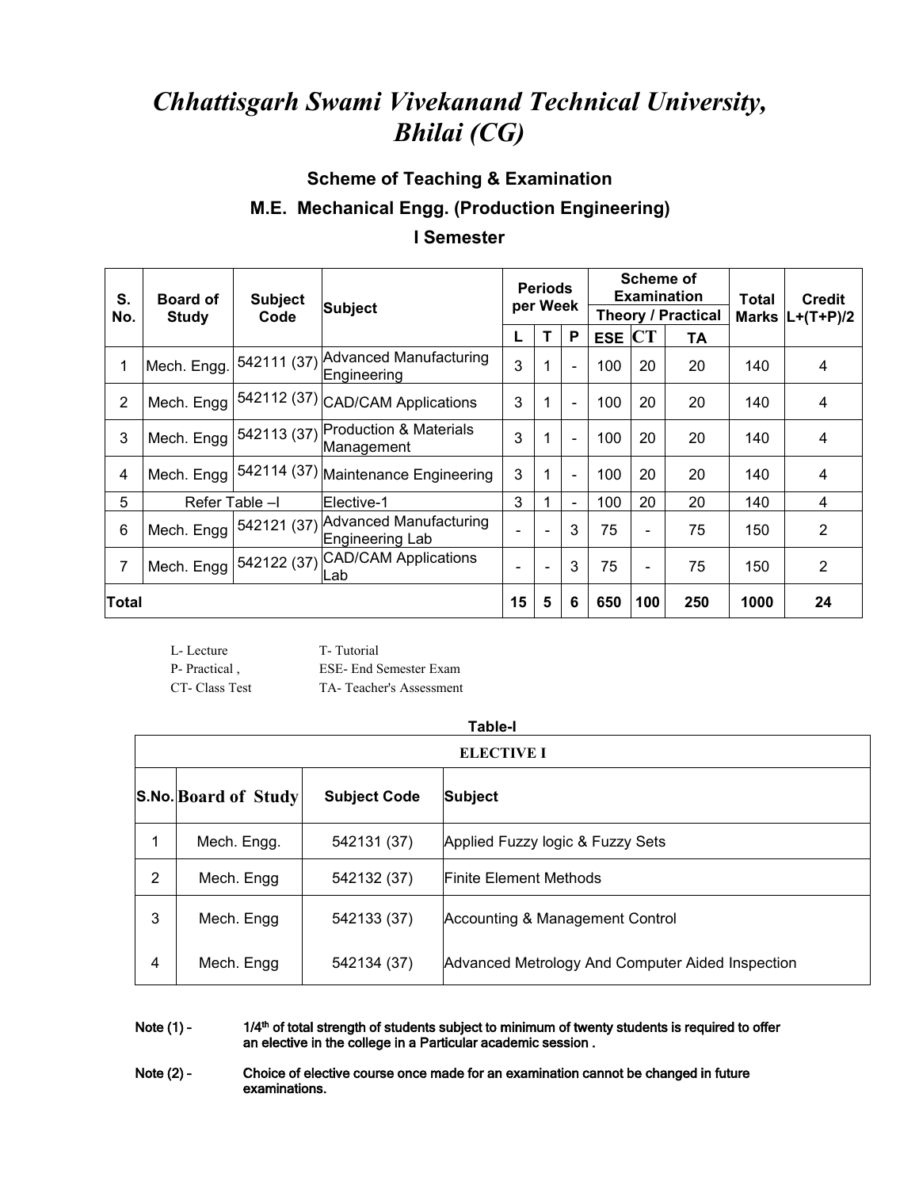# *Chhattisgarh Swami Vivekanand Technical University, Bhilai (CG)*

## Scheme of Teaching & Examination

## M.E. Mechanical Engg. (Production Engineering)

## I Semester

| S. No. | Board of Study | Subject Code | Subject | Periods per Week | | | Scheme of Examination | | | Total Marks | Credit L+(T+P)/2 |
|---|---|---|---|---|---|---|---|---|---|---|---|
| | | | | | | | Theory / Practical | | | | |
| | | | | L | T | P | ESE | CT | TA | | |
| 1 | Mech. Engg. | 542111 (37) | Advanced Manufacturing Engineering | 3 | 1 | - | 100 | 20 | 20 | 140 | 4 |
| 2 | Mech. Engg | 542112 (37) | CAD/CAM Applications | 3 | 1 | - | 100 | 20 | 20 | 140 | 4 |
| 3 | Mech. Engg | 542113 (37) | Production & Materials Management | 3 | 1 | - | 100 | 20 | 20 | 140 | 4 |
| 4 | Mech. Engg | 542114 (37) | Maintenance Engineering | 3 | 1 | - | 100 | 20 | 20 | 140 | 4 |
| 5 | Refer Table –I | | Elective-1 | 3 | 1 | - | 100 | 20 | 20 | 140 | 4 |
| 6 | Mech. Engg | 542121 (37) | Advanced Manufacturing Engineering Lab | - | - | 3 | 75 | - | 75 | 150 | 2 |
| 7 | Mech. Engg | 542122 (37) | CAD/CAM Applications Lab | - | - | 3 | 75 | - | 75 | 150 | 2 |
| **Total** | | | | **15** | **5** | **6** | **650** | **100** | **250** | **1000** | **24** |

L- Lecture  T- Tutorial
P- Practical ,  ESE- End Semester Exam
CT- Class Test  TA- Teacher's Assessment

**Table-I**

| ELECTIVE I | | | |
|---|---|---|---|
| **S.No.** | **Board of Study** | **Subject Code** | **Subject** |
| 1 | Mech. Engg. | 542131 (37) | Applied Fuzzy logic & Fuzzy Sets |
| 2 | Mech. Engg | 542132 (37) | Finite Element Methods |
| 3 | Mech. Engg | 542133 (37) | Accounting & Management Control |
| 4 | Mech. Engg | 542134 (37) | Advanced Metrology And Computer Aided Inspection |

**Note (1) -** 1/4th of total strength of students subject to minimum of twenty students is required to offer an elective in the college in a Particular academic session .

**Note (2) -** Choice of elective course once made for an examination cannot be changed in future examinations.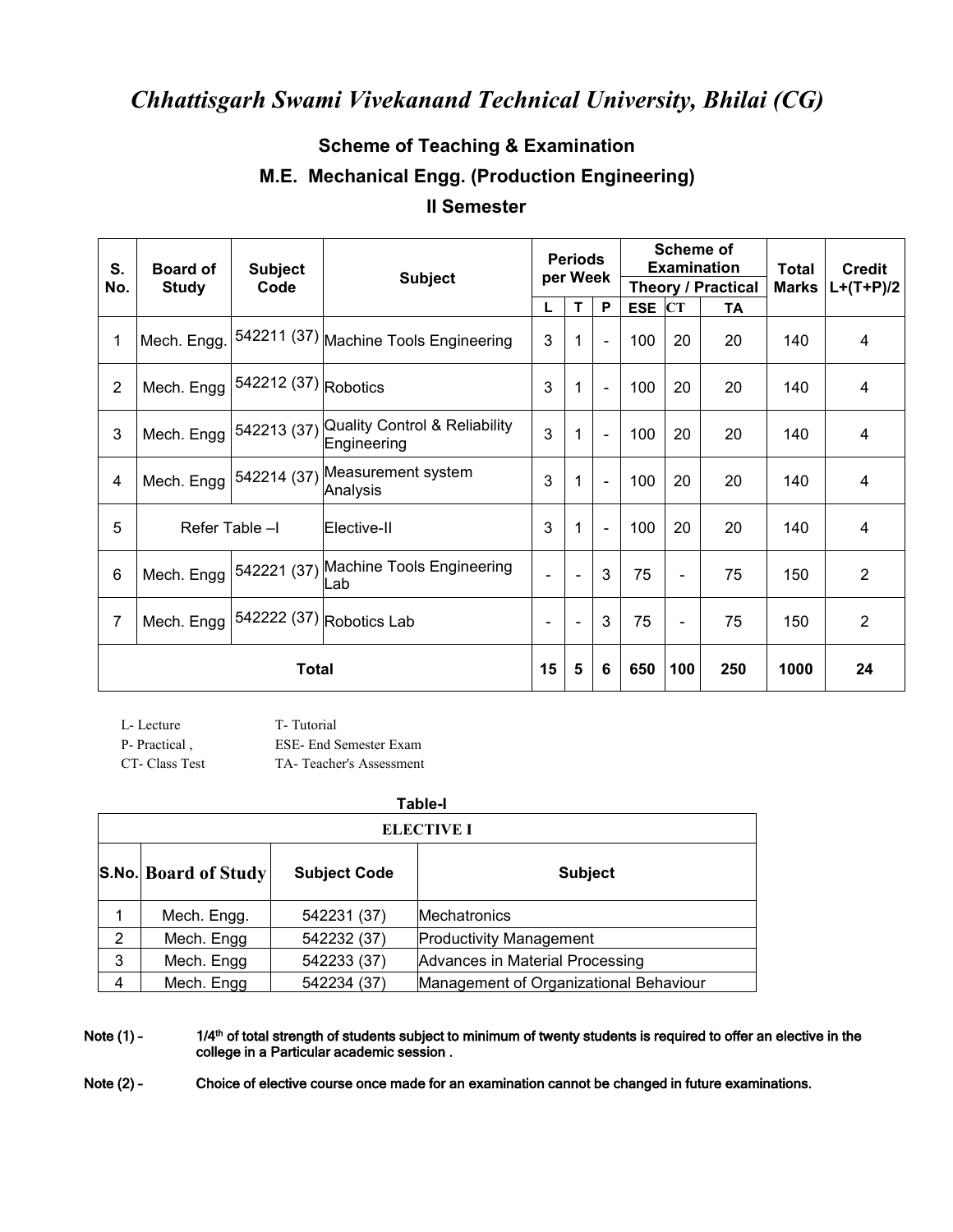# *Chhattisgarh Swami Vivekanand Technical University, Bhilai (CG)*

## Scheme of Teaching & Examination

## M.E. Mechanical Engg. (Production Engineering)

## II Semester

| S. No. | Board of Study | Subject Code | Subject | Periods per Week | | | Scheme of Examination | | | Total Marks | Credit L+(T+P)/2 |
|---|---|---|---|---|---|---|---|---|---|---|---|
| | | | | | | | Theory / Practical | | | | |
| | | | | L | T | P | ESE | CT | TA | | |
| 1 | Mech. Engg. | 542211 (37) | Machine Tools Engineering | 3 | 1 | - | 100 | 20 | 20 | 140 | 4 |
| 2 | Mech. Engg | 542212 (37) | Robotics | 3 | 1 | - | 100 | 20 | 20 | 140 | 4 |
| 3 | Mech. Engg | 542213 (37) | Quality Control & Reliability Engineering | 3 | 1 | - | 100 | 20 | 20 | 140 | 4 |
| 4 | Mech. Engg | 542214 (37) | Measurement system Analysis | 3 | 1 | - | 100 | 20 | 20 | 140 | 4 |
| 5 | Refer Table –I | | Elective-II | 3 | 1 | - | 100 | 20 | 20 | 140 | 4 |
| 6 | Mech. Engg | 542221 (37) | Machine Tools Engineering Lab | - | - | 3 | 75 | - | 75 | 150 | 2 |
| 7 | Mech. Engg | 542222 (37) | Robotics Lab | - | - | 3 | 75 | - | 75 | 150 | 2 |
| **Total** | | | | **15** | **5** | **6** | **650** | **100** | **250** | **1000** | **24** |

L- Lecture T- Tutorial
P- Practical , ESE- End Semester Exam
CT- Class Test TA- Teacher's Assessment

**Table-I**

| **ELECTIVE I** | | | |
|---|---|---|---|
| **S.No.** | **Board of Study** | **Subject Code** | **Subject** |
| 1 | Mech. Engg. | 542231 (37) | Mechatronics |
| 2 | Mech. Engg | 542232 (37) | Productivity Management |
| 3 | Mech. Engg | 542233 (37) | Advances in Material Processing |
| 4 | Mech. Engg | 542234 (37) | Management of Organizational Behaviour |

**Note (1) -** 1/4th of total strength of students subject to minimum of twenty students is required to offer an elective in the college in a Particular academic session .

**Note (2) -** Choice of elective course once made for an examination cannot be changed in future examinations.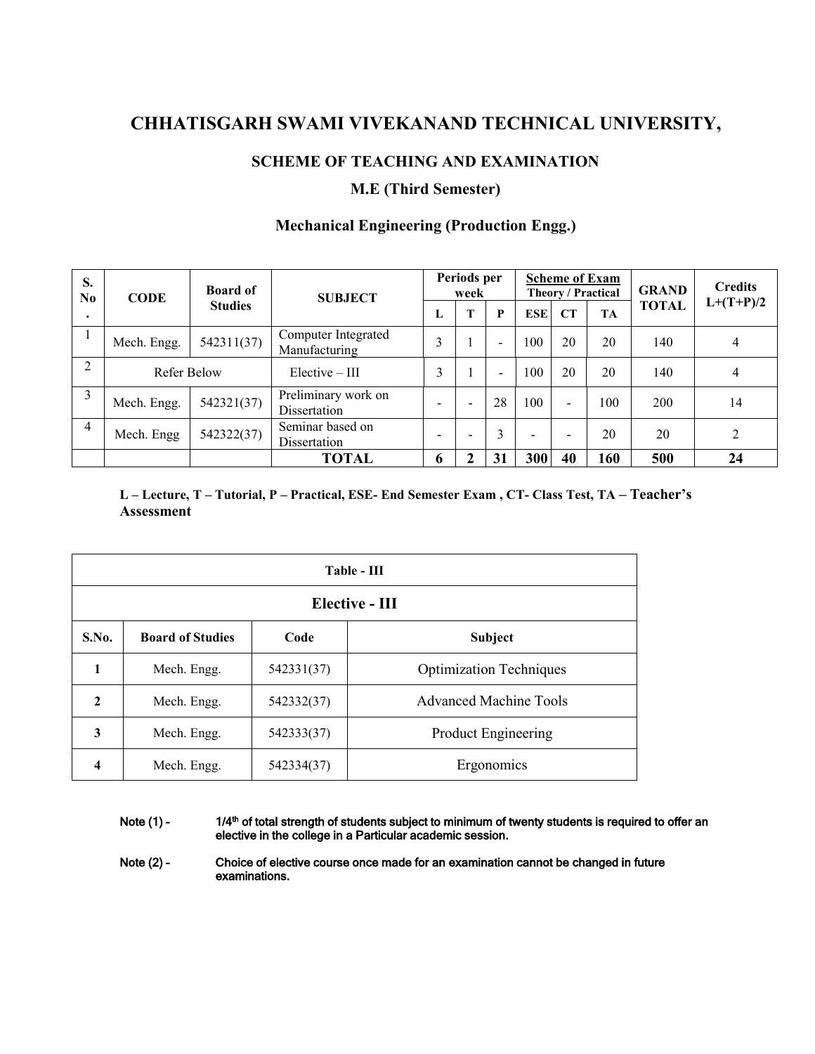# CHHATISGARH SWAMI VIVEKANAND TECHNICAL UNIVERSITY,

## SCHEME OF TEACHING AND EXAMINATION

### M.E (Third Semester)

### Mechanical Engineering (Production Engg.)

| S. No. | CODE | Board of Studies | SUBJECT | Periods per week | | | Scheme of Exam Theory / Practical | | | GRAND TOTAL | Credits L+(T+P)/2 |
|---|---|---|---|---|---|---|---|---|---|---|---|
| | | | | L | T | P | ESE | CT | TA | | |
| 1 | Mech. Engg. | 542311(37) | Computer Integrated Manufacturing | 3 | 1 | - | 100 | 20 | 20 | 140 | 4 |
| 2 | Refer Below | | Elective – III | 3 | 1 | - | 100 | 20 | 20 | 140 | 4 |
| 3 | Mech. Engg. | 542321(37) | Preliminary work on Dissertation | - | - | 28 | 100 | - | 100 | 200 | 14 |
| 4 | Mech. Engg | 542322(37) | Seminar based on Dissertation | - | - | 3 | - | - | 20 | 20 | 2 |
| | | | **TOTAL** | **6** | **2** | **31** | **300** | **40** | **160** | **500** | **24** |

**L – Lecture, T – Tutorial, P – Practical, ESE- End Semester Exam , CT- Class Test, TA – Teacher's Assessment**

| Table - III | | | |
|---|---|---|---|
| **Elective - III** | | | |
| **S.No.** | **Board of Studies** | **Code** | **Subject** |
| **1** | Mech. Engg. | 542331(37) | Optimization Techniques |
| **2** | Mech. Engg. | 542332(37) | Advanced Machine Tools |
| **3** | Mech. Engg. | 542333(37) | Product Engineering |
| **4** | Mech. Engg. | 542334(37) | Ergonomics |

**Note (1) -** 1/4th of total strength of students subject to minimum of twenty students is required to offer an elective in the college in a Particular academic session.

**Note (2) -** Choice of elective course once made for an examination cannot be changed in future examinations.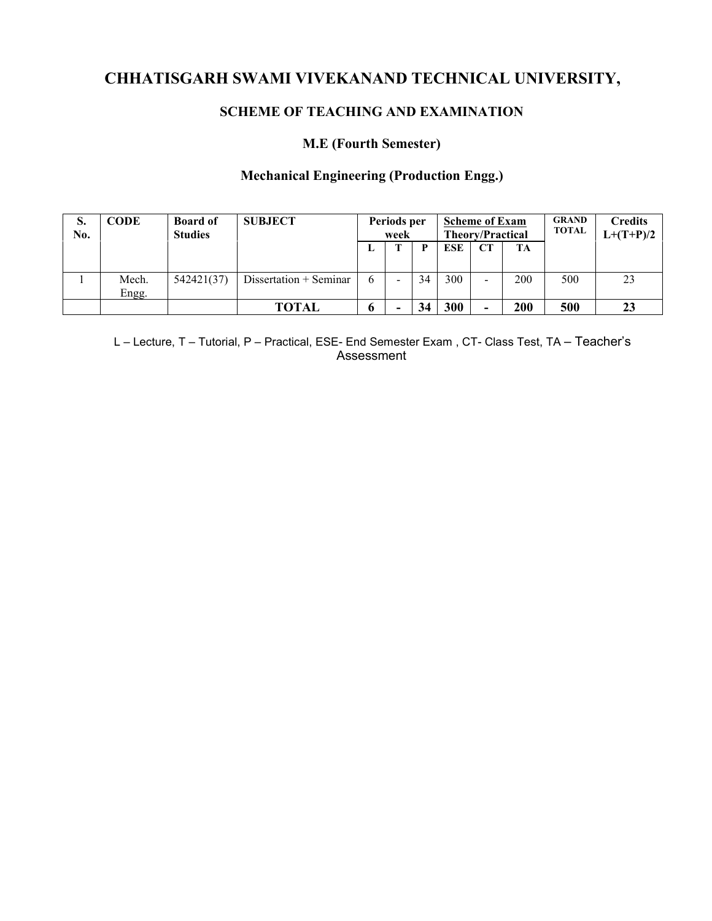# CHHATISGARH SWAMI VIVEKANAND TECHNICAL UNIVERSITY,

## SCHEME OF TEACHING AND EXAMINATION

### M.E (Fourth Semester)

### Mechanical Engineering (Production Engg.)

| S. No. | CODE | Board of Studies | SUBJECT | Periods per week | | | Scheme of Exam Theory/Practical | | | GRAND TOTAL | Credits L+(T+P)/2 |
|---|---|---|---|---|---|---|---|---|---|---|---|
| | | | | L | T | P | ESE | CT | TA | | |
| 1 | Mech. Engg. | 542421(37) | Dissertation + Seminar | 6 | - | 34 | 300 | - | 200 | 500 | 23 |
| | | | **TOTAL** | **6** | **-** | **34** | **300** | **-** | **200** | **500** | **23** |

L – Lecture, T – Tutorial, P – Practical, ESE- End Semester Exam , CT- Class Test, TA – Teacher's Assessment